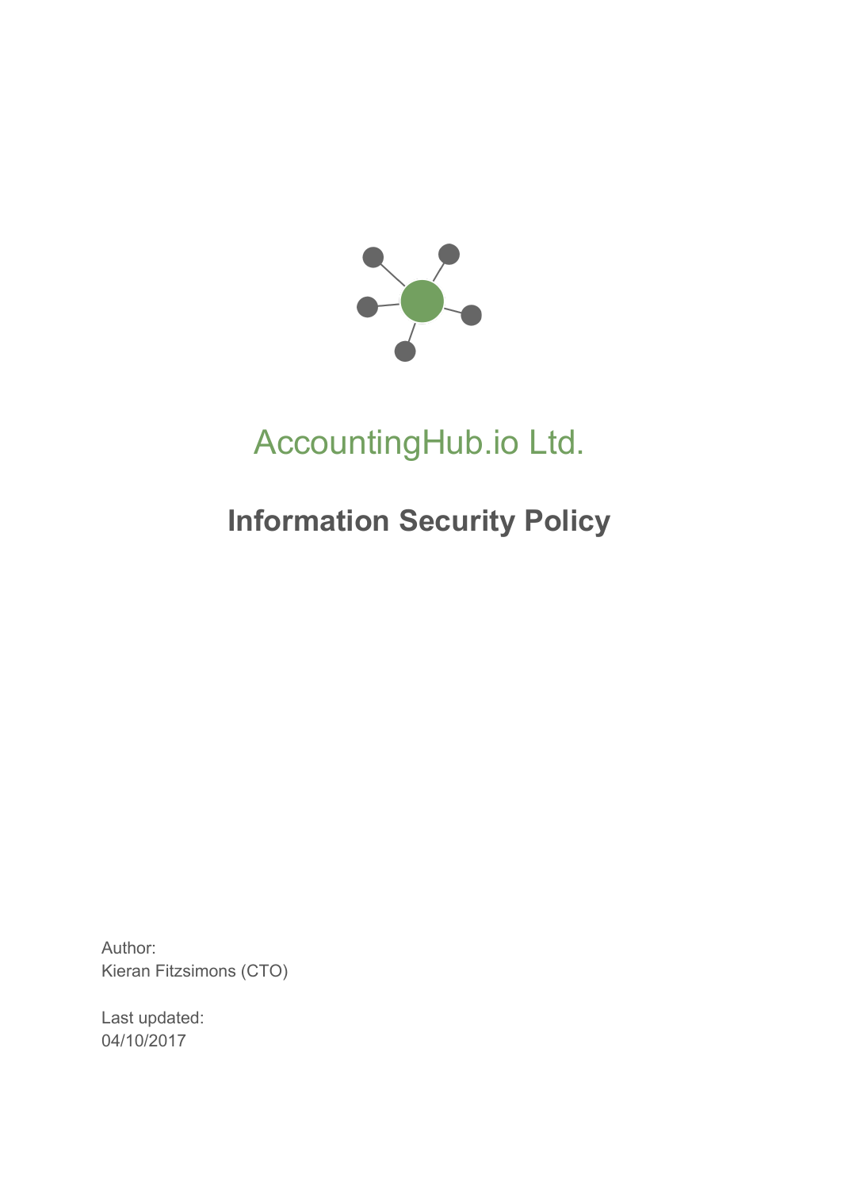# AccountingHub.io Ltd.

## Information Security Policy

Author:
Kieran Fitzsimons (CTO)

Last updated:
04/10/2017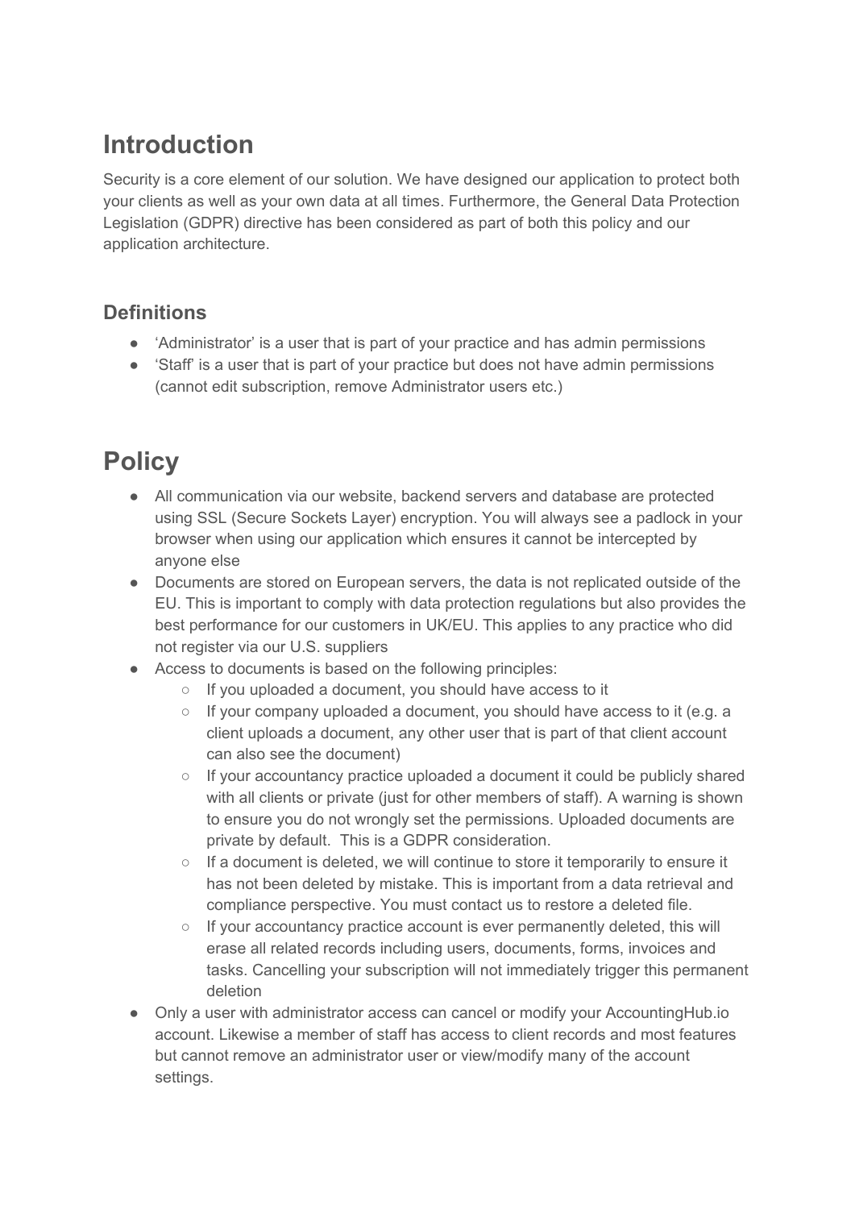# Introduction

Security is a core element of our solution. We have designed our application to protect both your clients as well as your own data at all times. Furthermore, the General Data Protection Legislation (GDPR) directive has been considered as part of both this policy and our application architecture.

## Definitions

- 'Administrator' is a user that is part of your practice and has admin permissions
- 'Staff' is a user that is part of your practice but does not have admin permissions (cannot edit subscription, remove Administrator users etc.)

# Policy

- All communication via our website, backend servers and database are protected using SSL (Secure Sockets Layer) encryption. You will always see a padlock in your browser when using our application which ensures it cannot be intercepted by anyone else
- Documents are stored on European servers, the data is not replicated outside of the EU. This is important to comply with data protection regulations but also provides the best performance for our customers in UK/EU. This applies to any practice who did not register via our U.S. suppliers
- Access to documents is based on the following principles:
  - If you uploaded a document, you should have access to it
  - If your company uploaded a document, you should have access to it (e.g. a client uploads a document, any other user that is part of that client account can also see the document)
  - If your accountancy practice uploaded a document it could be publicly shared with all clients or private (just for other members of staff). A warning is shown to ensure you do not wrongly set the permissions. Uploaded documents are private by default. This is a GDPR consideration.
  - If a document is deleted, we will continue to store it temporarily to ensure it has not been deleted by mistake. This is important from a data retrieval and compliance perspective. You must contact us to restore a deleted file.
  - If your accountancy practice account is ever permanently deleted, this will erase all related records including users, documents, forms, invoices and tasks. Cancelling your subscription will not immediately trigger this permanent deletion
- Only a user with administrator access can cancel or modify your AccountingHub.io account. Likewise a member of staff has access to client records and most features but cannot remove an administrator user or view/modify many of the account settings.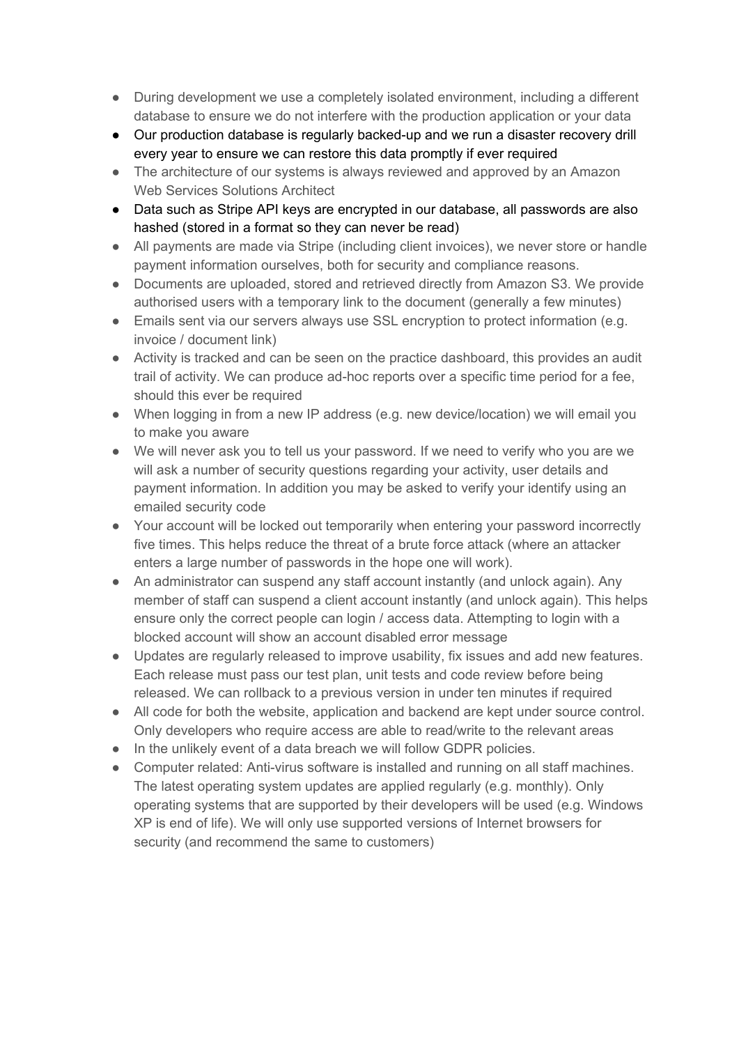- During development we use a completely isolated environment, including a different database to ensure we do not interfere with the production application or your data
- Our production database is regularly backed-up and we run a disaster recovery drill every year to ensure we can restore this data promptly if ever required
- The architecture of our systems is always reviewed and approved by an Amazon Web Services Solutions Architect
- Data such as Stripe API keys are encrypted in our database, all passwords are also hashed (stored in a format so they can never be read)
- All payments are made via Stripe (including client invoices), we never store or handle payment information ourselves, both for security and compliance reasons.
- Documents are uploaded, stored and retrieved directly from Amazon S3. We provide authorised users with a temporary link to the document (generally a few minutes)
- Emails sent via our servers always use SSL encryption to protect information (e.g. invoice / document link)
- Activity is tracked and can be seen on the practice dashboard, this provides an audit trail of activity. We can produce ad-hoc reports over a specific time period for a fee, should this ever be required
- When logging in from a new IP address (e.g. new device/location) we will email you to make you aware
- We will never ask you to tell us your password. If we need to verify who you are we will ask a number of security questions regarding your activity, user details and payment information. In addition you may be asked to verify your identify using an emailed security code
- Your account will be locked out temporarily when entering your password incorrectly five times. This helps reduce the threat of a brute force attack (where an attacker enters a large number of passwords in the hope one will work).
- An administrator can suspend any staff account instantly (and unlock again). Any member of staff can suspend a client account instantly (and unlock again). This helps ensure only the correct people can login / access data. Attempting to login with a blocked account will show an account disabled error message
- Updates are regularly released to improve usability, fix issues and add new features. Each release must pass our test plan, unit tests and code review before being released. We can rollback to a previous version in under ten minutes if required
- All code for both the website, application and backend are kept under source control. Only developers who require access are able to read/write to the relevant areas
- In the unlikely event of a data breach we will follow GDPR policies.
- Computer related: Anti-virus software is installed and running on all staff machines. The latest operating system updates are applied regularly (e.g. monthly). Only operating systems that are supported by their developers will be used (e.g. Windows XP is end of life). We will only use supported versions of Internet browsers for security (and recommend the same to customers)